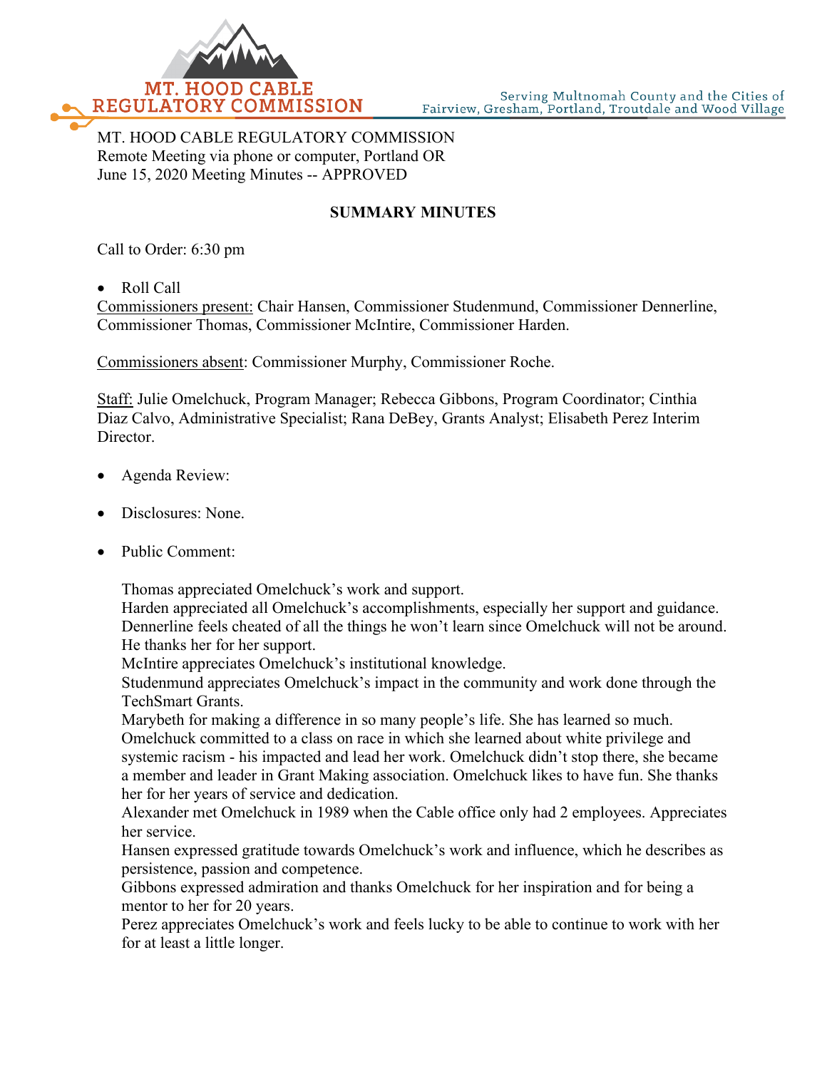MT. HOOD CABLE REGULATORY COMMISSION

Serving Multnomah County and the Cities of Fairview, Gresham, Portland, Troutdale and Wood Village

MT. HOOD CABLE REGULATORY COMMISSION
Remote Meeting via phone or computer, Portland OR
June 15, 2020 Meeting Minutes -- APPROVED

**SUMMARY MINUTES**

Call to Order: 6:30 pm

- Roll Call

Commissioners present: Chair Hansen, Commissioner Studenmund, Commissioner Dennerline, Commissioner Thomas, Commissioner McIntire, Commissioner Harden.

Commissioners absent: Commissioner Murphy, Commissioner Roche.

Staff: Julie Omelchuck, Program Manager; Rebecca Gibbons, Program Coordinator; Cinthia Diaz Calvo, Administrative Specialist; Rana DeBey, Grants Analyst; Elisabeth Perez Interim Director.

- Agenda Review:

- Disclosures: None.

- Public Comment:

  Thomas appreciated Omelchuck's work and support.
  Harden appreciated all Omelchuck's accomplishments, especially her support and guidance.
  Dennerline feels cheated of all the things he won't learn since Omelchuck will not be around. He thanks her for her support.
  McIntire appreciates Omelchuck's institutional knowledge.
  Studenmund appreciates Omelchuck's impact in the community and work done through the TechSmart Grants.
  Marybeth for making a difference in so many people's life. She has learned so much. Omelchuck committed to a class on race in which she learned about white privilege and systemic racism - his impacted and lead her work. Omelchuck didn't stop there, she became a member and leader in Grant Making association. Omelchuck likes to have fun. She thanks her for her years of service and dedication.
  Alexander met Omelchuck in 1989 when the Cable office only had 2 employees. Appreciates her service.
  Hansen expressed gratitude towards Omelchuck's work and influence, which he describes as persistence, passion and competence.
  Gibbons expressed admiration and thanks Omelchuck for her inspiration and for being a mentor to her for 20 years.
  Perez appreciates Omelchuck's work and feels lucky to be able to continue to work with her for at least a little longer.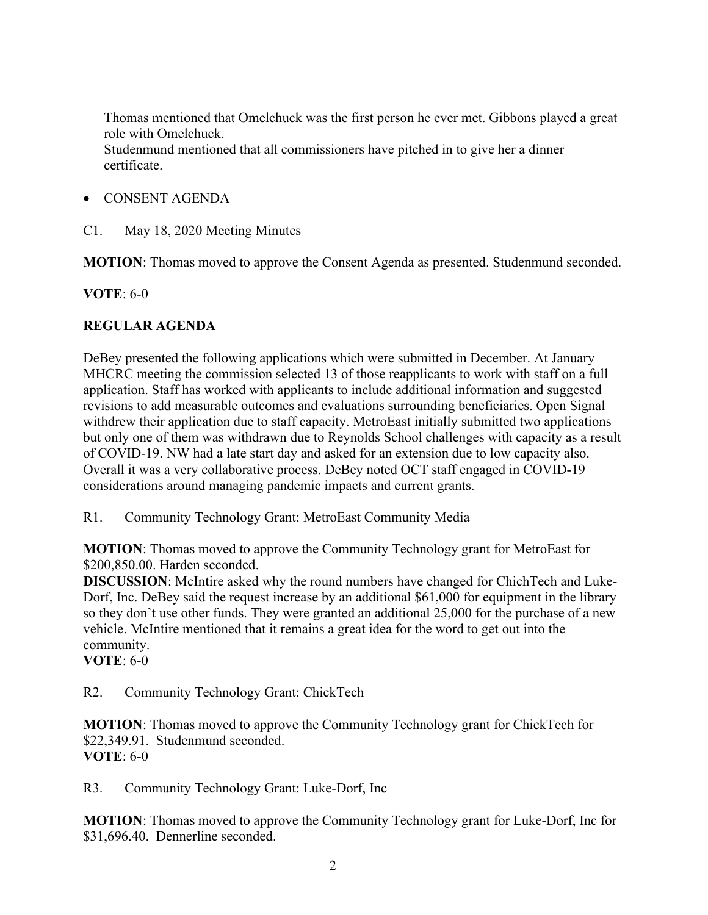Thomas mentioned that Omelchuck was the first person he ever met. Gibbons played a great role with Omelchuck.
Studenmund mentioned that all commissioners have pitched in to give her a dinner certificate.

- CONSENT AGENDA

C1. May 18, 2020 Meeting Minutes

**MOTION**: Thomas moved to approve the Consent Agenda as presented. Studenmund seconded.

**VOTE**: 6-0

**REGULAR AGENDA**

DeBey presented the following applications which were submitted in December. At January MHCRC meeting the commission selected 13 of those reapplicants to work with staff on a full application. Staff has worked with applicants to include additional information and suggested revisions to add measurable outcomes and evaluations surrounding beneficiaries. Open Signal withdrew their application due to staff capacity. MetroEast initially submitted two applications but only one of them was withdrawn due to Reynolds School challenges with capacity as a result of COVID-19. NW had a late start day and asked for an extension due to low capacity also. Overall it was a very collaborative process. DeBey noted OCT staff engaged in COVID-19 considerations around managing pandemic impacts and current grants.

R1. Community Technology Grant: MetroEast Community Media

**MOTION**: Thomas moved to approve the Community Technology grant for MetroEast for $200,850.00. Harden seconded.
**DISCUSSION**: McIntire asked why the round numbers have changed for ChichTech and Luke-Dorf, Inc. DeBey said the request increase by an additional $61,000 for equipment in the library so they don't use other funds. They were granted an additional 25,000 for the purchase of a new vehicle. McIntire mentioned that it remains a great idea for the word to get out into the community.
**VOTE**: 6-0

R2. Community Technology Grant: ChickTech

**MOTION**: Thomas moved to approve the Community Technology grant for ChickTech for $22,349.91. Studenmund seconded.
**VOTE**: 6-0

R3. Community Technology Grant: Luke-Dorf, Inc

**MOTION**: Thomas moved to approve the Community Technology grant for Luke-Dorf, Inc for $31,696.40. Dennerline seconded.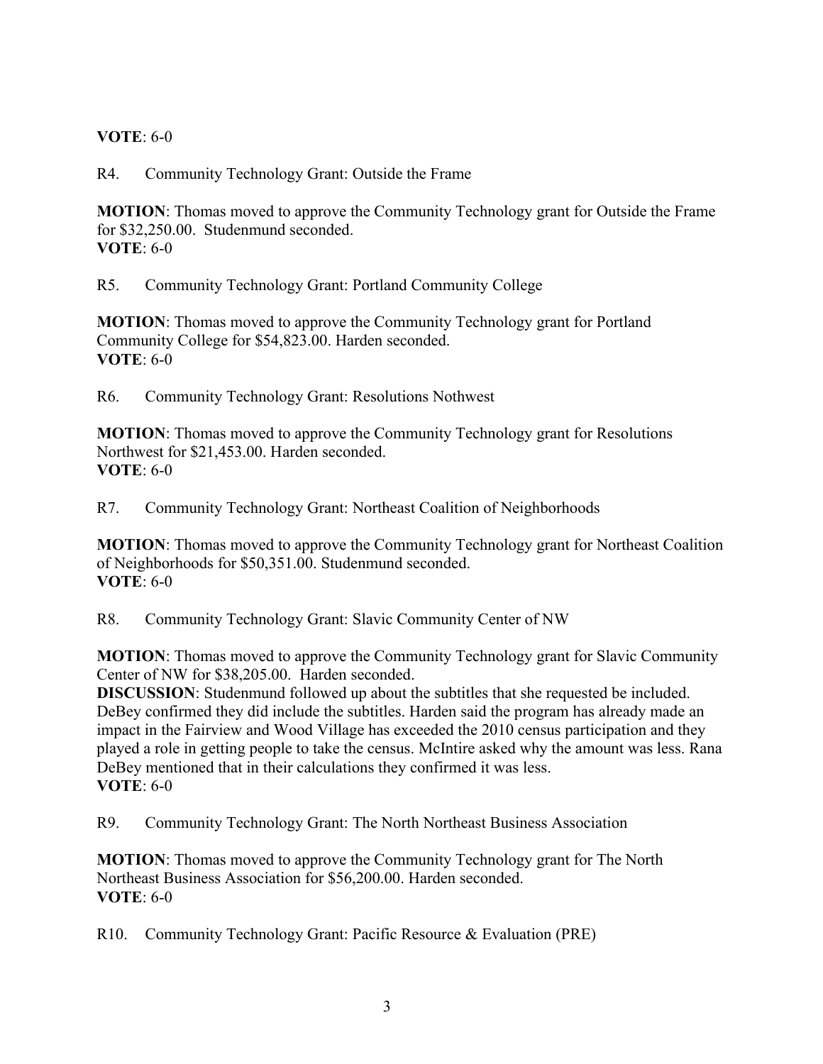**VOTE**: 6-0

R4. Community Technology Grant: Outside the Frame

**MOTION**: Thomas moved to approve the Community Technology grant for Outside the Frame for $32,250.00. Studenmund seconded.
**VOTE**: 6-0

R5. Community Technology Grant: Portland Community College

**MOTION**: Thomas moved to approve the Community Technology grant for Portland Community College for $54,823.00. Harden seconded.
**VOTE**: 6-0

R6. Community Technology Grant: Resolutions Nothwest

**MOTION**: Thomas moved to approve the Community Technology grant for Resolutions Northwest for $21,453.00. Harden seconded.
**VOTE**: 6-0

R7. Community Technology Grant: Northeast Coalition of Neighborhoods

**MOTION**: Thomas moved to approve the Community Technology grant for Northeast Coalition of Neighborhoods for $50,351.00. Studenmund seconded.
**VOTE**: 6-0

R8. Community Technology Grant: Slavic Community Center of NW

**MOTION**: Thomas moved to approve the Community Technology grant for Slavic Community Center of NW for $38,205.00. Harden seconded.
**DISCUSSION**: Studenmund followed up about the subtitles that she requested be included. DeBey confirmed they did include the subtitles. Harden said the program has already made an impact in the Fairview and Wood Village has exceeded the 2010 census participation and they played a role in getting people to take the census. McIntire asked why the amount was less. Rana DeBey mentioned that in their calculations they confirmed it was less.
**VOTE**: 6-0

R9. Community Technology Grant: The North Northeast Business Association

**MOTION**: Thomas moved to approve the Community Technology grant for The North Northeast Business Association for $56,200.00. Harden seconded.
**VOTE**: 6-0

R10. Community Technology Grant: Pacific Resource & Evaluation (PRE)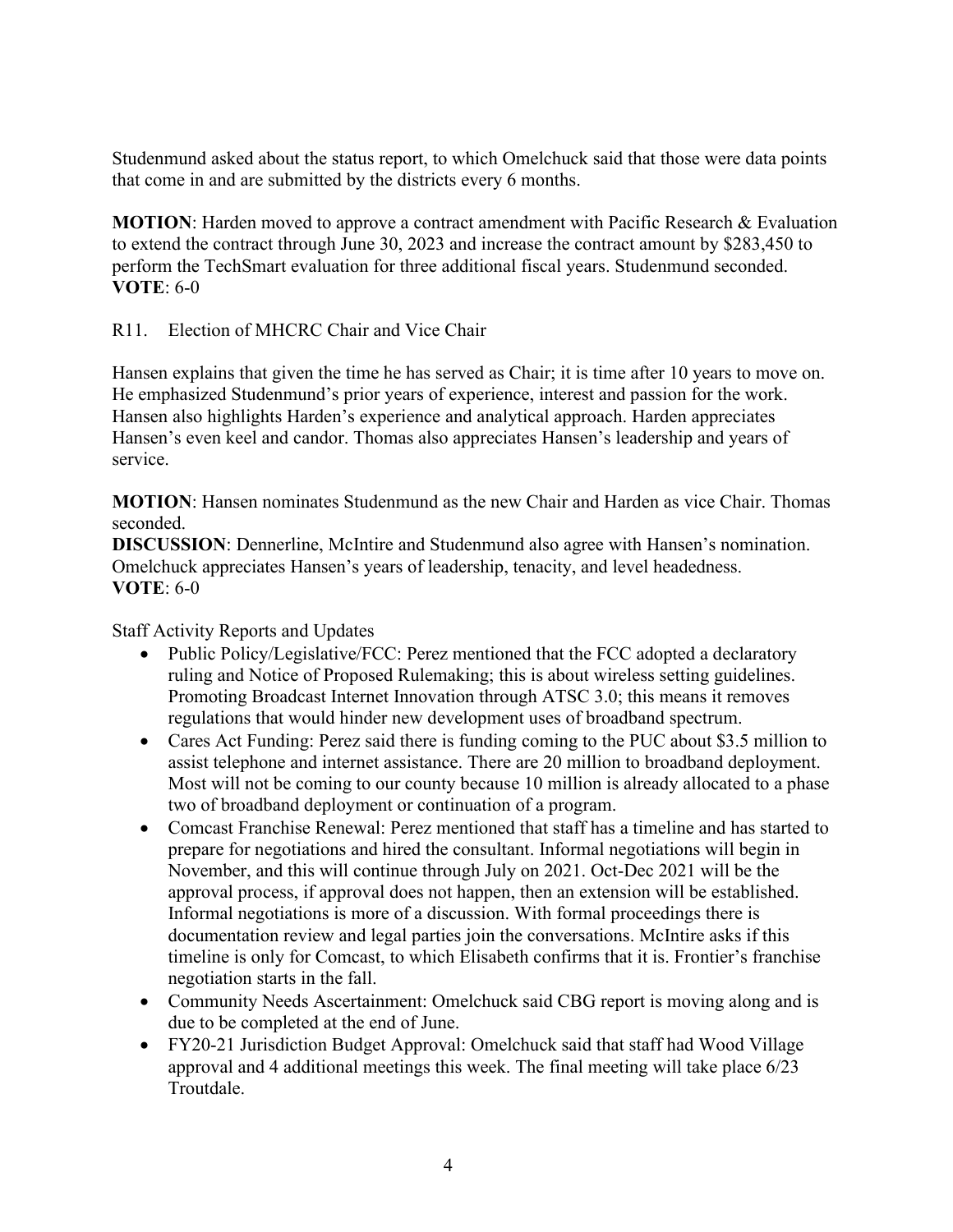Studenmund asked about the status report, to which Omelchuck said that those were data points that come in and are submitted by the districts every 6 months.

**MOTION**: Harden moved to approve a contract amendment with Pacific Research & Evaluation to extend the contract through June 30, 2023 and increase the contract amount by $283,450 to perform the TechSmart evaluation for three additional fiscal years. Studenmund seconded.
**VOTE**: 6-0

R11. Election of MHCRC Chair and Vice Chair

Hansen explains that given the time he has served as Chair; it is time after 10 years to move on. He emphasized Studenmund's prior years of experience, interest and passion for the work. Hansen also highlights Harden's experience and analytical approach. Harden appreciates Hansen's even keel and candor. Thomas also appreciates Hansen's leadership and years of service.

**MOTION**: Hansen nominates Studenmund as the new Chair and Harden as vice Chair. Thomas seconded.
**DISCUSSION**: Dennerline, McIntire and Studenmund also agree with Hansen's nomination. Omelchuck appreciates Hansen's years of leadership, tenacity, and level headedness.
**VOTE**: 6-0

Staff Activity Reports and Updates

- Public Policy/Legislative/FCC: Perez mentioned that the FCC adopted a declaratory ruling and Notice of Proposed Rulemaking; this is about wireless setting guidelines. Promoting Broadcast Internet Innovation through ATSC 3.0; this means it removes regulations that would hinder new development uses of broadband spectrum.
- Cares Act Funding: Perez said there is funding coming to the PUC about $3.5 million to assist telephone and internet assistance. There are 20 million to broadband deployment. Most will not be coming to our county because 10 million is already allocated to a phase two of broadband deployment or continuation of a program.
- Comcast Franchise Renewal: Perez mentioned that staff has a timeline and has started to prepare for negotiations and hired the consultant. Informal negotiations will begin in November, and this will continue through July on 2021. Oct-Dec 2021 will be the approval process, if approval does not happen, then an extension will be established. Informal negotiations is more of a discussion. With formal proceedings there is documentation review and legal parties join the conversations. McIntire asks if this timeline is only for Comcast, to which Elisabeth confirms that it is. Frontier's franchise negotiation starts in the fall.
- Community Needs Ascertainment: Omelchuck said CBG report is moving along and is due to be completed at the end of June.
- FY20-21 Jurisdiction Budget Approval: Omelchuck said that staff had Wood Village approval and 4 additional meetings this week. The final meeting will take place 6/23 Troutdale.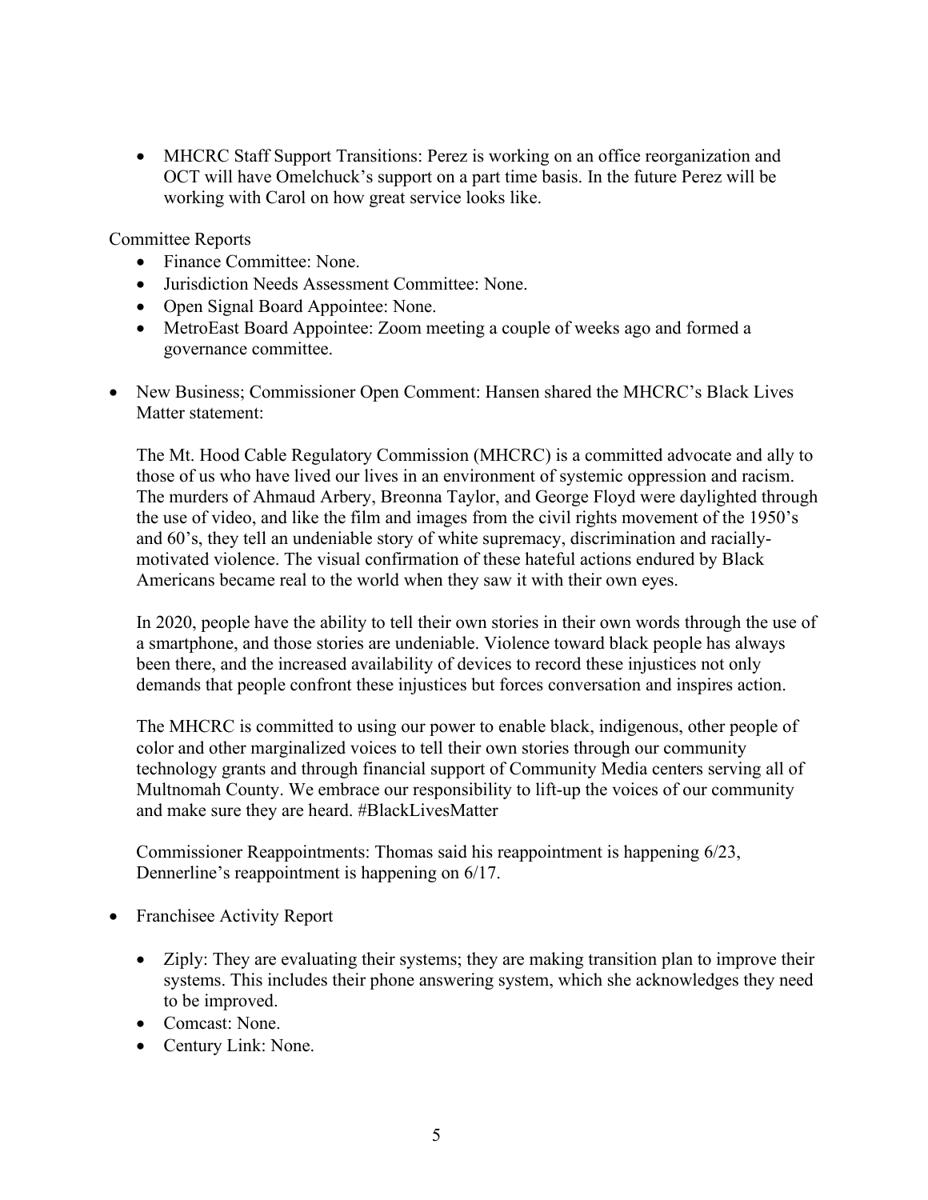- MHCRC Staff Support Transitions: Perez is working on an office reorganization and OCT will have Omelchuck's support on a part time basis. In the future Perez will be working with Carol on how great service looks like.

Committee Reports

- Finance Committee: None.
- Jurisdiction Needs Assessment Committee: None.
- Open Signal Board Appointee: None.
- MetroEast Board Appointee: Zoom meeting a couple of weeks ago and formed a governance committee.

- New Business; Commissioner Open Comment: Hansen shared the MHCRC's Black Lives Matter statement:

  The Mt. Hood Cable Regulatory Commission (MHCRC) is a committed advocate and ally to those of us who have lived our lives in an environment of systemic oppression and racism. The murders of Ahmaud Arbery, Breonna Taylor, and George Floyd were daylighted through the use of video, and like the film and images from the civil rights movement of the 1950's and 60's, they tell an undeniable story of white supremacy, discrimination and racially-motivated violence. The visual confirmation of these hateful actions endured by Black Americans became real to the world when they saw it with their own eyes.

  In 2020, people have the ability to tell their own stories in their own words through the use of a smartphone, and those stories are undeniable. Violence toward black people has always been there, and the increased availability of devices to record these injustices not only demands that people confront these injustices but forces conversation and inspires action.

  The MHCRC is committed to using our power to enable black, indigenous, other people of color and other marginalized voices to tell their own stories through our community technology grants and through financial support of Community Media centers serving all of Multnomah County. We embrace our responsibility to lift-up the voices of our community and make sure they are heard. #BlackLivesMatter

  Commissioner Reappointments: Thomas said his reappointment is happening 6/23, Dennerline's reappointment is happening on 6/17.

- Franchisee Activity Report

  - Ziply: They are evaluating their systems; they are making transition plan to improve their systems. This includes their phone answering system, which she acknowledges they need to be improved.
  - Comcast: None.
  - Century Link: None.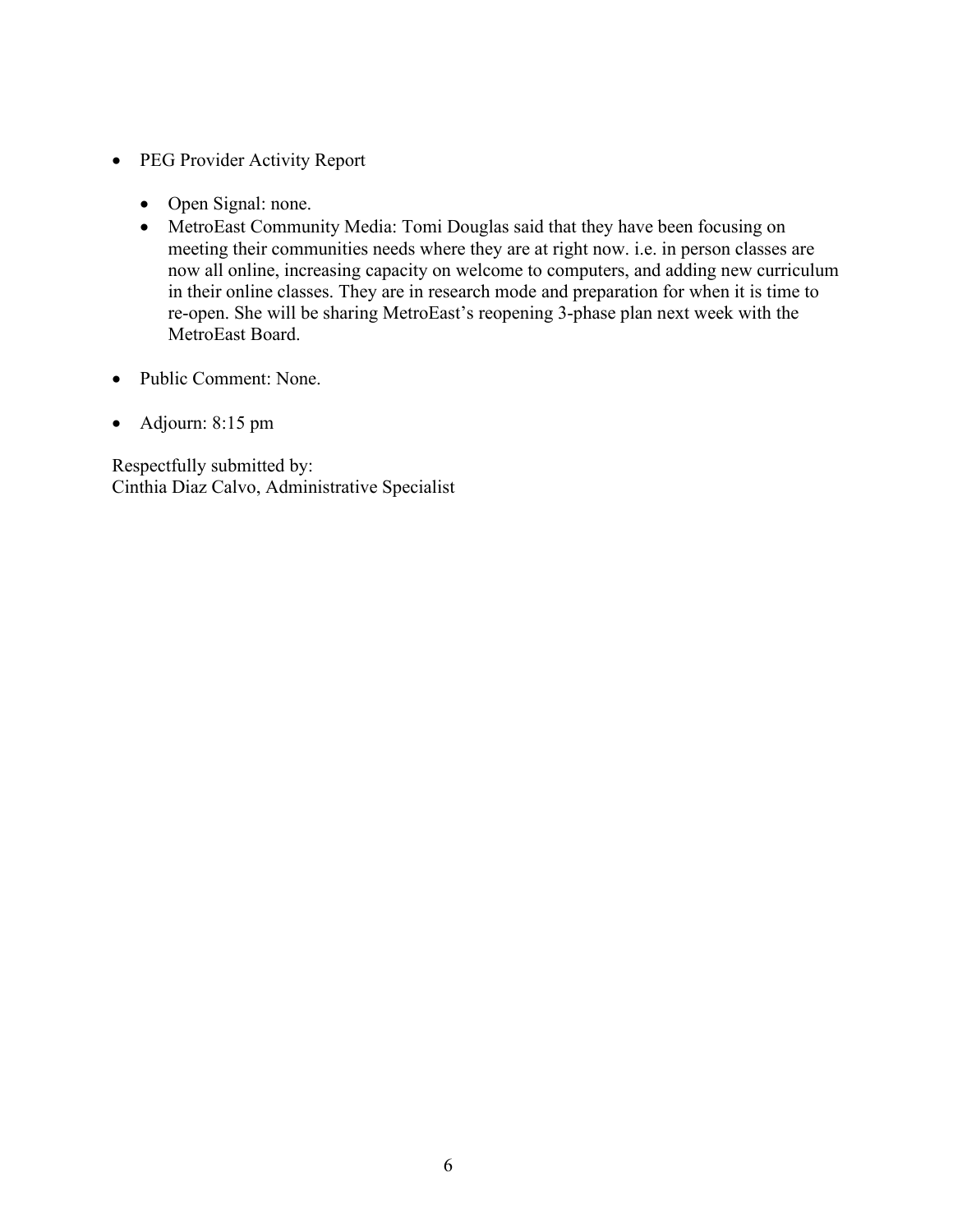- PEG Provider Activity Report

  - Open Signal: none.
  - MetroEast Community Media: Tomi Douglas said that they have been focusing on meeting their communities needs where they are at right now. i.e. in person classes are now all online, increasing capacity on welcome to computers, and adding new curriculum in their online classes. They are in research mode and preparation for when it is time to re-open. She will be sharing MetroEast's reopening 3-phase plan next week with the MetroEast Board.

- Public Comment: None.

- Adjourn: 8:15 pm

Respectfully submitted by:
Cinthia Diaz Calvo, Administrative Specialist